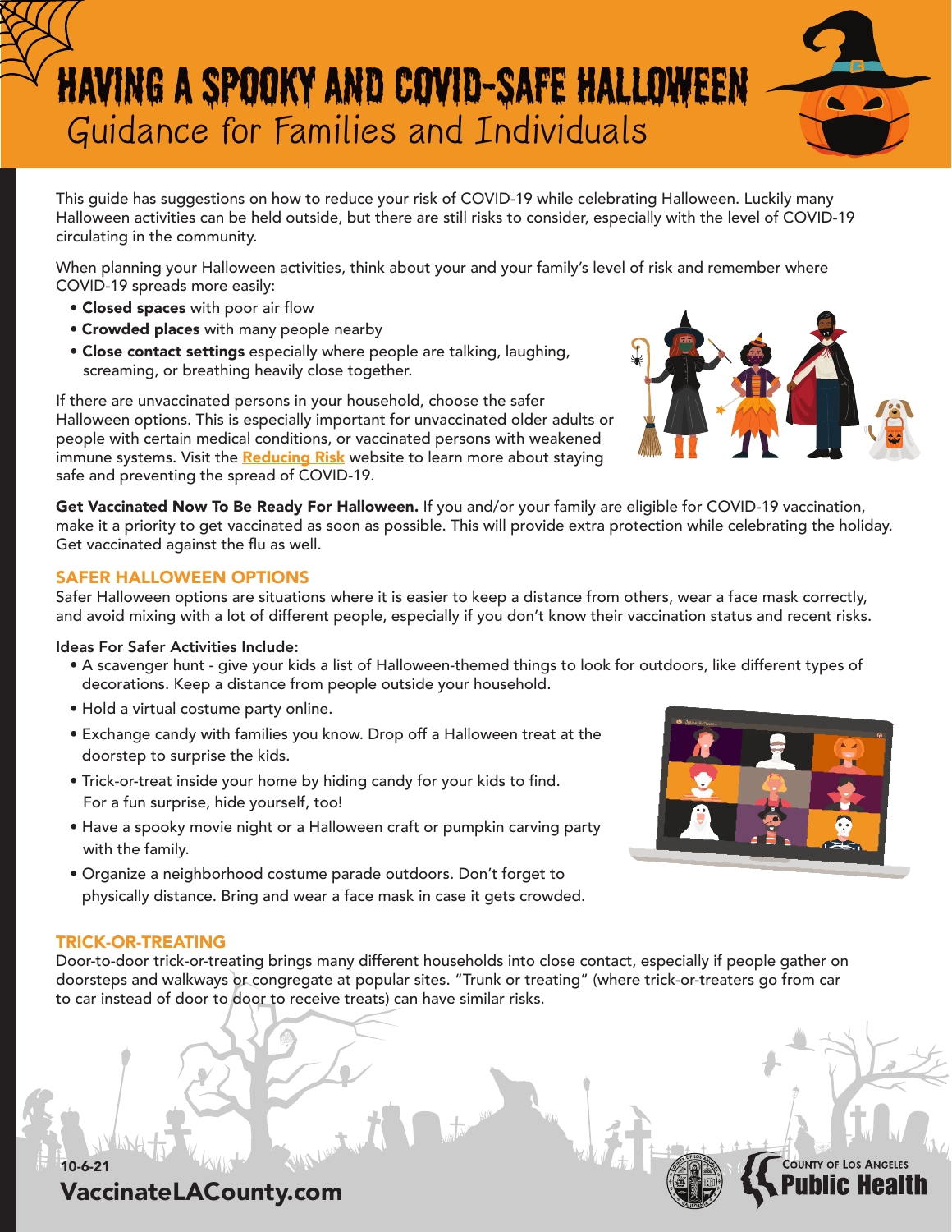# HAVING A SPOOKY AND COVID-SAFE HALLOWEEN

## Guidance for Families and Individuals

This guide has suggestions on how to reduce your risk of COVID-19 while celebrating Halloween. Luckily many Halloween activities can be held outside, but there are still risks to consider, especially with the level of COVID-19 circulating in the community.

When planning your Halloween activities, think about your and your family's level of risk and remember where COVID-19 spreads more easily:

- **Closed spaces** with poor air flow
- **Crowded places** with many people nearby
- **Close contact settings** especially where people are talking, laughing, screaming, or breathing heavily close together.

If there are unvaccinated persons in your household, choose the safer Halloween options. This is especially important for unvaccinated older adults or people with certain medical conditions, or vaccinated persons with weakened immune systems. Visit the **Reducing Risk** website to learn more about staying safe and preventing the spread of COVID-19.

**Get Vaccinated Now To Be Ready For Halloween.** If you and/or your family are eligible for COVID-19 vaccination, make it a priority to get vaccinated as soon as possible. This will provide extra protection while celebrating the holiday. Get vaccinated against the flu as well.

## SAFER HALLOWEEN OPTIONS

Safer Halloween options are situations where it is easier to keep a distance from others, wear a face mask correctly, and avoid mixing with a lot of different people, especially if you don't know their vaccination status and recent risks.

**Ideas For Safer Activities Include:**

- A scavenger hunt - give your kids a list of Halloween-themed things to look for outdoors, like different types of decorations. Keep a distance from people outside your household.
- Hold a virtual costume party online.
- Exchange candy with families you know. Drop off a Halloween treat at the doorstep to surprise the kids.
- Trick-or-treat inside your home by hiding candy for your kids to find. For a fun surprise, hide yourself, too!
- Have a spooky movie night or a Halloween craft or pumpkin carving party with the family.
- Organize a neighborhood costume parade outdoors. Don't forget to physically distance. Bring and wear a face mask in case it gets crowded.

## TRICK-OR-TREATING

Door-to-door trick-or-treating brings many different households into close contact, especially if people gather on doorsteps and walkways or congregate at popular sites. "Trunk or treating" (where trick-or-treaters go from car to car instead of door to door to receive treats) can have similar risks.

10-6-21

VaccinateLACounty.com

County of Los Angeles Public Health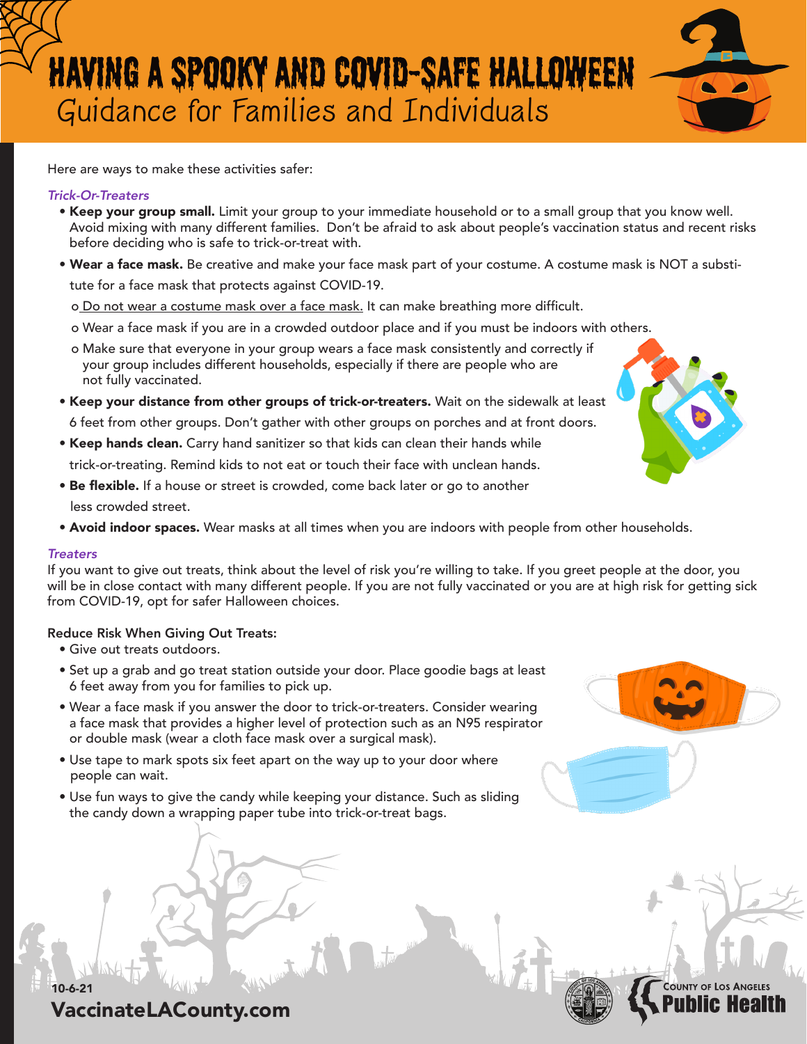# HAVING A SPOOKY AND COVID-SAFE HALLOWEEN

## Guidance for Families and Individuals

Here are ways to make these activities safer:

### *Trick-Or-Treaters*

- **Keep your group small.** Limit your group to your immediate household or to a small group that you know well. Avoid mixing with many different families. Don't be afraid to ask about people's vaccination status and recent risks before deciding who is safe to trick-or-treat with.
- **Wear a face mask.** Be creative and make your face mask part of your costume. A costume mask is NOT a substitute for a face mask that protects against COVID-19.
  - Do not wear a costume mask over a face mask. It can make breathing more difficult.
  - Wear a face mask if you are in a crowded outdoor place and if you must be indoors with others.
  - Make sure that everyone in your group wears a face mask consistently and correctly if your group includes different households, especially if there are people who are not fully vaccinated.
- **Keep your distance from other groups of trick-or-treaters.** Wait on the sidewalk at least 6 feet from other groups. Don't gather with other groups on porches and at front doors.
- **Keep hands clean.** Carry hand sanitizer so that kids can clean their hands while trick-or-treating. Remind kids to not eat or touch their face with unclean hands.
- **Be flexible.** If a house or street is crowded, come back later or go to another less crowded street.
- **Avoid indoor spaces.** Wear masks at all times when you are indoors with people from other households.

### *Treaters*

If you want to give out treats, think about the level of risk you're willing to take. If you greet people at the door, you will be in close contact with many different people. If you are not fully vaccinated or you are at high risk for getting sick from COVID-19, opt for safer Halloween choices.

**Reduce Risk When Giving Out Treats:**

- Give out treats outdoors.
- Set up a grab and go treat station outside your door. Place goodie bags at least 6 feet away from you for families to pick up.
- Wear a face mask if you answer the door to trick-or-treaters. Consider wearing a face mask that provides a higher level of protection such as an N95 respirator or double mask (wear a cloth face mask over a surgical mask).
- Use tape to mark spots six feet apart on the way up to your door where people can wait.
- Use fun ways to give the candy while keeping your distance. Such as sliding the candy down a wrapping paper tube into trick-or-treat bags.

10-6-21

VaccinateLACounty.com

County of Los Angeles Public Health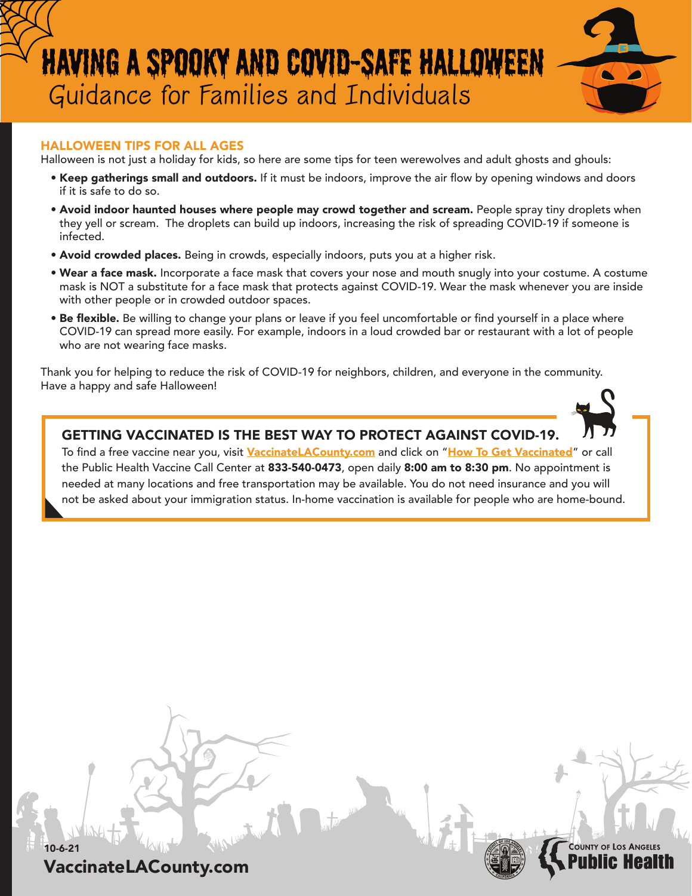# HAVING A SPOOKY AND COVID-SAFE HALLOWEEN

## Guidance for Families and Individuals

### HALLOWEEN TIPS FOR ALL AGES

Halloween is not just a holiday for kids, so here are some tips for teen werewolves and adult ghosts and ghouls:

- **Keep gatherings small and outdoors.** If it must be indoors, improve the air flow by opening windows and doors if it is safe to do so.
- **Avoid indoor haunted houses where people may crowd together and scream.** People spray tiny droplets when they yell or scream. The droplets can build up indoors, increasing the risk of spreading COVID-19 if someone is infected.
- **Avoid crowded places.** Being in crowds, especially indoors, puts you at a higher risk.
- **Wear a face mask.** Incorporate a face mask that covers your nose and mouth snugly into your costume. A costume mask is NOT a substitute for a face mask that protects against COVID-19. Wear the mask whenever you are inside with other people or in crowded outdoor spaces.
- **Be flexible.** Be willing to change your plans or leave if you feel uncomfortable or find yourself in a place where COVID-19 can spread more easily. For example, indoors in a loud crowded bar or restaurant with a lot of people who are not wearing face masks.

Thank you for helping to reduce the risk of COVID-19 for neighbors, children, and everyone in the community. Have a happy and safe Halloween!

### GETTING VACCINATED IS THE BEST WAY TO PROTECT AGAINST COVID-19.

To find a free vaccine near you, visit **VaccinateLACounty.com** and click on "**How To Get Vaccinated**" or call the Public Health Vaccine Call Center at **833-540-0473**, open daily **8:00 am to 8:30 pm**. No appointment is needed at many locations and free transportation may be available. You do not need insurance and you will not be asked about your immigration status. In-home vaccination is available for people who are home-bound.

10-6-21

VaccinateLACounty.com

County of Los Angeles Public Health